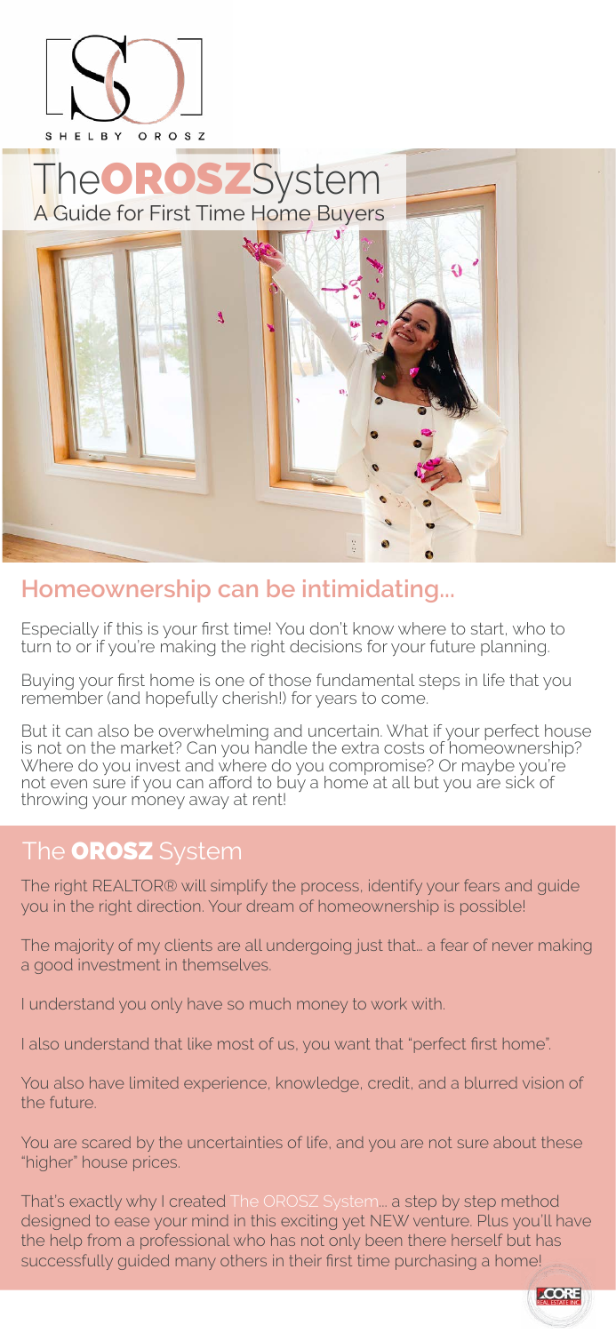SHELBY OROSZ

# The OROSZ System

A Guide for First Time Home Buyers

## Homeownership can be intimidating...

Especially if this is your first time! You don't know where to start, who to turn to or if you're making the right decisions for your future planning.

Buying your first home is one of those fundamental steps in life that you remember (and hopefully cherish!) for years to come.

But it can also be overwhelming and uncertain. What if your perfect house is not on the market? Can you handle the extra costs of homeownership? Where do you invest and where do you compromise? Or maybe you're not even sure if you can afford to buy a home at all but you are sick of throwing your money away at rent!

## The OROSZ System

The right REALTOR® will simplify the process, identify your fears and guide you in the right direction. Your dream of homeownership is possible!

The majority of my clients are all undergoing just that... a fear of never making a good investment in themselves.

I understand you only have so much money to work with.

I also understand that like most of us, you want that "perfect first home".

You also have limited experience, knowledge, credit, and a blurred vision of the future.

You are scared by the uncertainties of life, and you are not sure about these "higher" house prices.

That's exactly why I created The OROSZ System... a step by step method designed to ease your mind in this exciting yet NEW venture. Plus you'll have the help from a professional who has not only been there herself but has successfully guided many others in their first time purchasing a home!

CORE REAL ESTATE INC.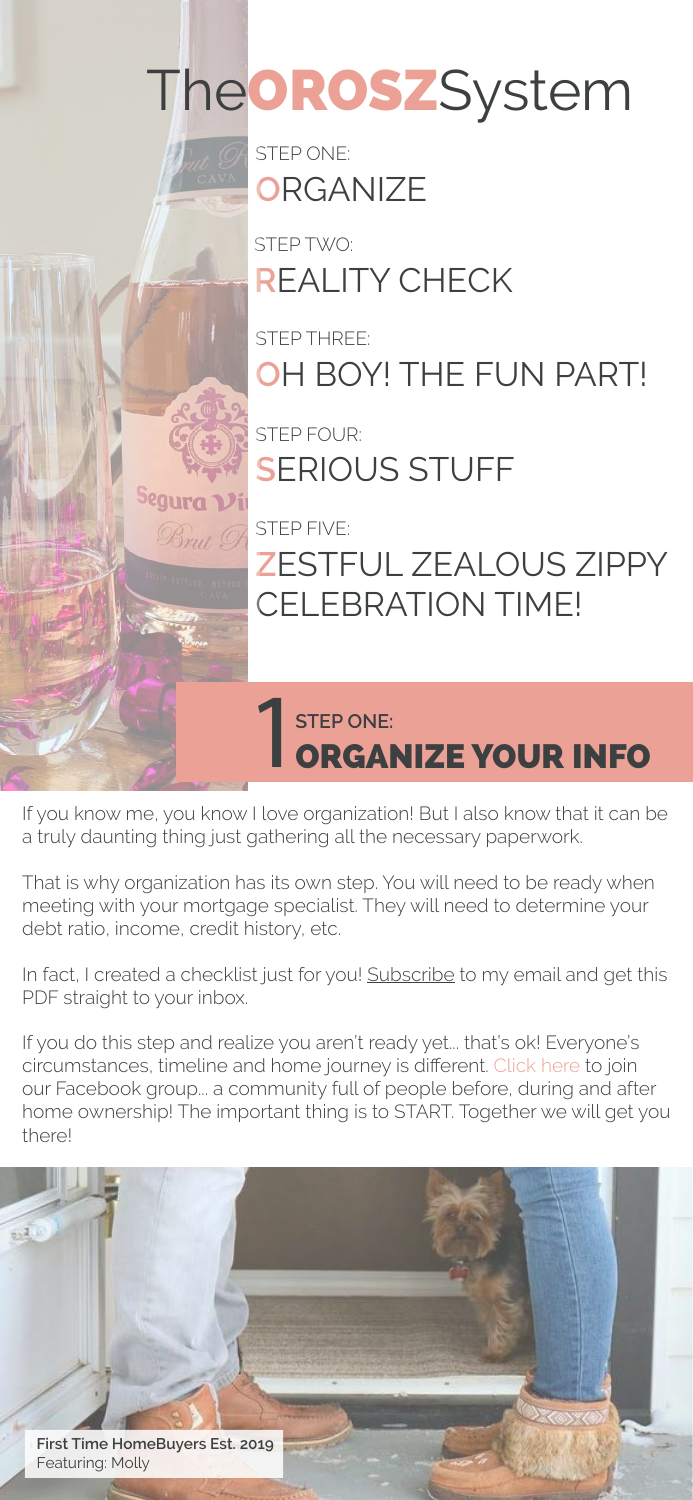# TheOROSZSystem

STEP ONE:
**O**RGANIZE

STEP TWO:
**R**EALITY CHECK

STEP THREE:
**O**H BOY! THE FUN PART!

STEP FOUR:
**S**ERIOUS STUFF

STEP FIVE:
**Z**ESTFUL ZEALOUS ZIPPY CELEBRATION TIME!

## 1 STEP ONE: ORGANIZE YOUR INFO

If you know me, you know I love organization! But I also know that it can be a truly daunting thing just gathering all the necessary paperwork.

That is why organization has its own step. You will need to be ready when meeting with your mortgage specialist. They will need to determine your debt ratio, income, credit history, etc.

In fact, I created a checklist just for you! Subscribe to my email and get this PDF straight to your inbox.

If you do this step and realize you aren't ready yet... that's ok! Everyone's circumstances, timeline and home journey is different. Click here to join our Facebook group... a community full of people before, during and after home ownership! The important thing is to START. Together we will get you there!

**First Time HomeBuyers Est. 2019**
Featuring: Molly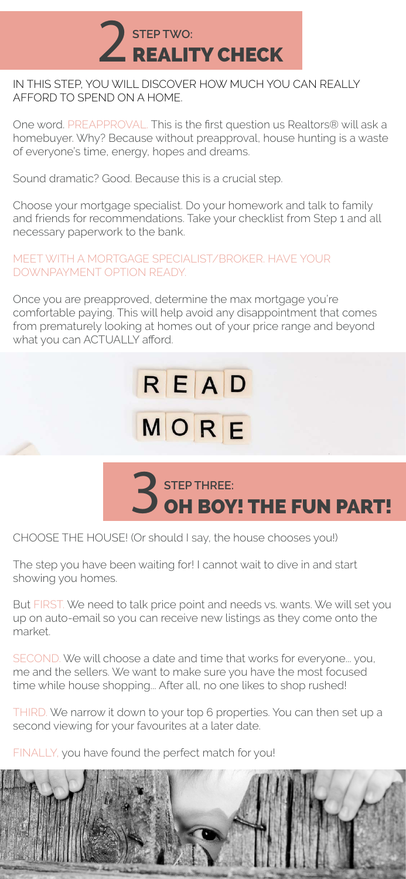# 2 STEP TWO: REALITY CHECK

IN THIS STEP, YOU WILL DISCOVER HOW MUCH YOU CAN REALLY AFFORD TO SPEND ON A HOME.

One word. PREAPPROVAL. This is the first question us Realtors® will ask a homebuyer. Why? Because without preapproval, house hunting is a waste of everyone's time, energy, hopes and dreams.

Sound dramatic? Good. Because this is a crucial step.

Choose your mortgage specialist. Do your homework and talk to family and friends for recommendations. Take your checklist from Step 1 and all necessary paperwork to the bank.

MEET WITH A MORTGAGE SPECIALIST/BROKER. HAVE YOUR DOWNPAYMENT OPTION READY.

Once you are preapproved, determine the max mortgage you're comfortable paying. This will help avoid any disappointment that comes from prematurely looking at homes out of your price range and beyond what you can ACTUALLY afford.

READ MORE

# 3 STEP THREE: OH BOY! THE FUN PART!

CHOOSE THE HOUSE! (Or should I say, the house chooses you!)

The step you have been waiting for! I cannot wait to dive in and start showing you homes.

But FIRST. We need to talk price point and needs vs. wants. We will set you up on auto-email so you can receive new listings as they come onto the market.

SECOND. We will choose a date and time that works for everyone... you, me and the sellers. We want to make sure you have the most focused time while house shopping... After all, no one likes to shop rushed!

THIRD. We narrow it down to your top 6 properties. You can then set up a second viewing for your favourites at a later date.

FINALLY, you have found the perfect match for you!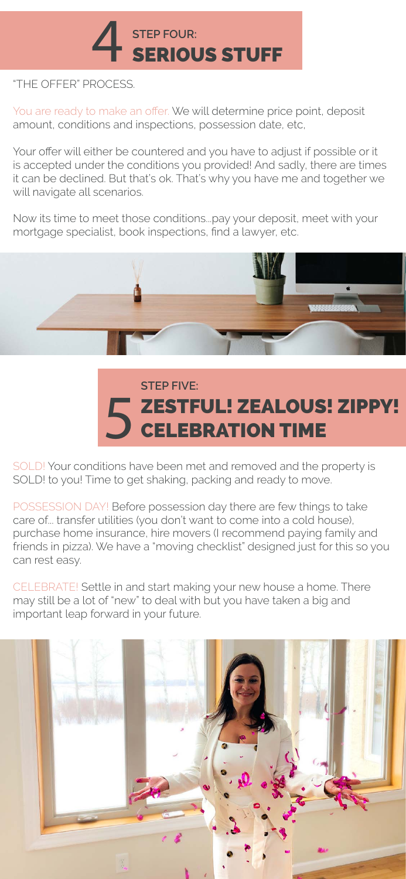# 4 STEP FOUR: SERIOUS STUFF

"THE OFFER" PROCESS.

You are ready to make an offer. We will determine price point, deposit amount, conditions and inspections, possession date, etc,

Your offer will either be countered and you have to adjust if possible or it is accepted under the conditions you provided! And sadly, there are times it can be declined. But that's ok. That's why you have me and together we will navigate all scenarios.

Now its time to meet those conditions...pay your deposit, meet with your mortgage specialist, book inspections, find a lawyer, etc.

# 5 STEP FIVE: ZESTFUL! ZEALOUS! ZIPPY! CELEBRATION TIME

SOLD! Your conditions have been met and removed and the property is SOLD! to you! Time to get shaking, packing and ready to move.

POSSESSION DAY! Before possession day there are few things to take care of... transfer utilities (you don't want to come into a cold house), purchase home insurance, hire movers (I recommend paying family and friends in pizza). We have a "moving checklist" designed just for this so you can rest easy.

CELEBRATE! Settle in and start making your new house a home. There may still be a lot of "new" to deal with but you have taken a big and important leap forward in your future.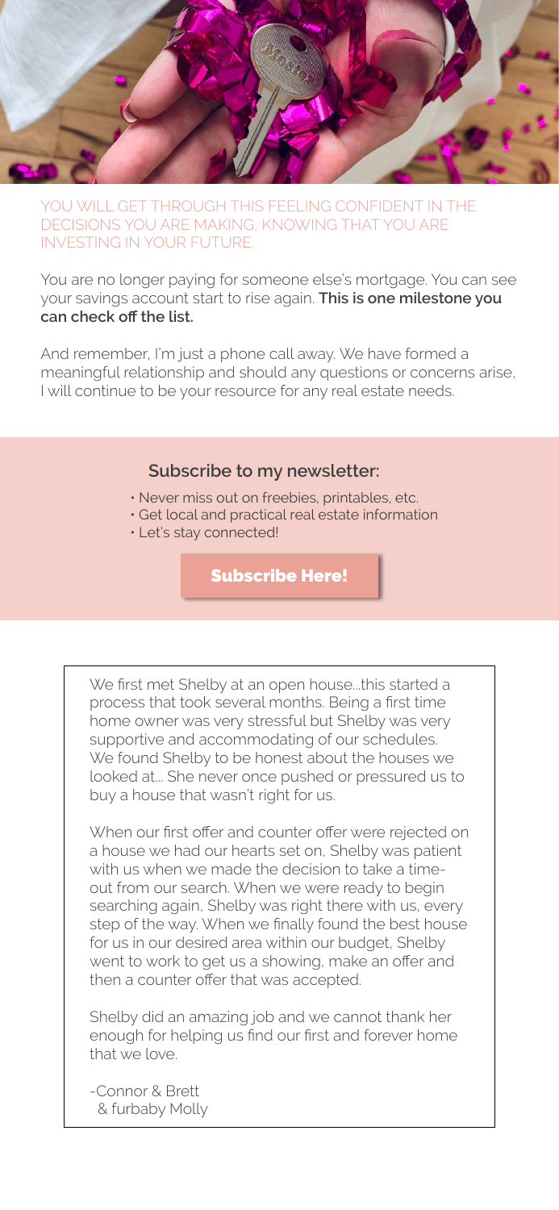YOU WILL GET THROUGH THIS FEELING CONFIDENT IN THE DECISIONS YOU ARE MAKING, KNOWING THAT YOU ARE INVESTING IN YOUR FUTURE.

You are no longer paying for someone else's mortgage. You can see your savings account start to rise again. **This is one milestone you can check off the list.**

And remember, I'm just a phone call away. We have formed a meaningful relationship and should any questions or concerns arise, I will continue to be your resource for any real estate needs.

**Subscribe to my newsletter:**

- Never miss out on freebies, printables, etc.
- Get local and practical real estate information
- Let's stay connected!

**Subscribe Here!**

We first met Shelby at an open house...this started a process that took several months. Being a first time home owner was very stressful but Shelby was very supportive and accommodating of our schedules. We found Shelby to be honest about the houses we looked at... She never once pushed or pressured us to buy a house that wasn't right for us.

When our first offer and counter offer were rejected on a house we had our hearts set on, Shelby was patient with us when we made the decision to take a time-out from our search. When we were ready to begin searching again, Shelby was right there with us, every step of the way. When we finally found the best house for us in our desired area within our budget, Shelby went to work to get us a showing, make an offer and then a counter offer that was accepted.

Shelby did an amazing job and we cannot thank her enough for helping us find our first and forever home that we love.

-Connor & Brett
& furbaby Molly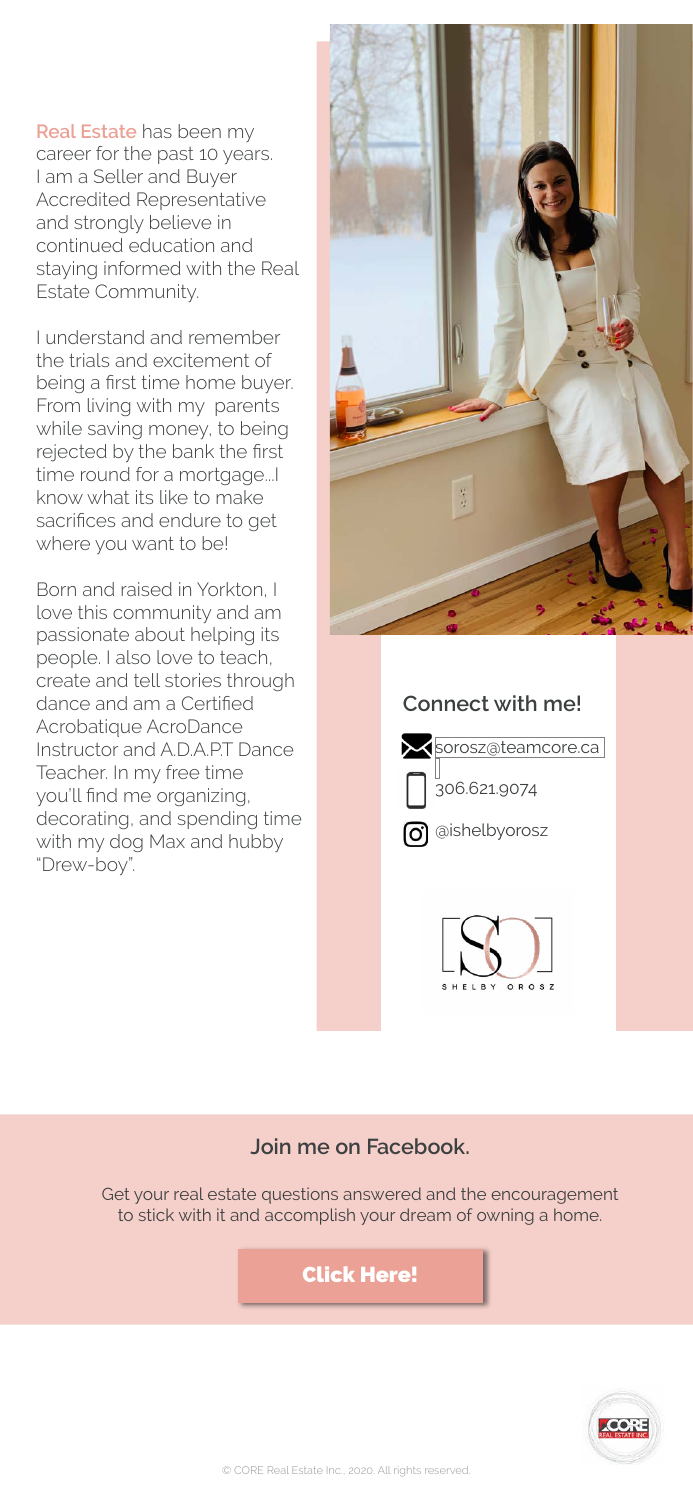**Real Estate** has been my career for the past 10 years. I am a Seller and Buyer Accredited Representative and strongly believe in continued education and staying informed with the Real Estate Community.

I understand and remember the trials and excitement of being a first time home buyer. From living with my parents while saving money, to being rejected by the bank the first time round for a mortgage...I know what its like to make sacrifices and endure to get where you want to be!

Born and raised in Yorkton, I love this community and am passionate about helping its people. I also love to teach, create and tell stories through dance and am a Certified Acrobatique AcroDance Instructor and A.D.A.P.T Dance Teacher. In my free time you'll find me organizing, decorating, and spending time with my dog Max and hubby "Drew-boy".

## Connect with me!

sorosz@teamcore.ca

306.621.9074

@ishelbyorosz

SHELBY OROSZ

## Join me on Facebook.

Get your real estate questions answered and the encouragement to stick with it and accomplish your dream of owning a home.

**Click Here!**

© CORE Real Estate Inc., 2020. All rights reserved.